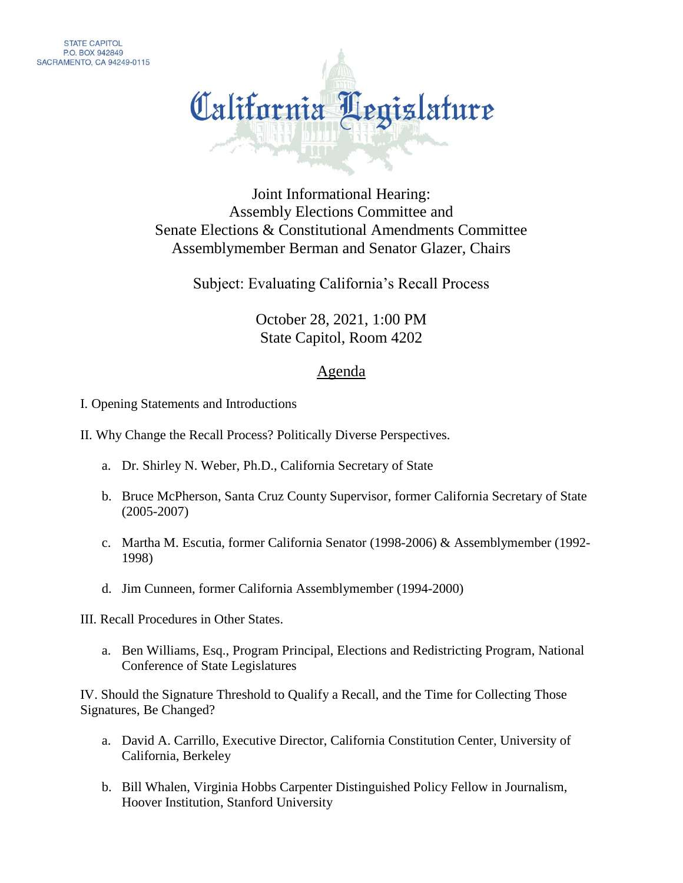STATE CAPITOL
P.O. BOX 942849
SACRAMENTO, CA 94249-0115

# California Legislature

## Joint Informational Hearing:
## Assembly Elections Committee and
## Senate Elections & Constitutional Amendments Committee
## Assemblymember Berman and Senator Glazer, Chairs

Subject: Evaluating California's Recall Process

October 28, 2021, 1:00 PM
State Capitol, Room 4202

## Agenda

I. Opening Statements and Introductions

II. Why Change the Recall Process? Politically Diverse Perspectives.

  a. Dr. Shirley N. Weber, Ph.D., California Secretary of State

  b. Bruce McPherson, Santa Cruz County Supervisor, former California Secretary of State (2005-2007)

  c. Martha M. Escutia, former California Senator (1998-2006) & Assemblymember (1992-1998)

  d. Jim Cunneen, former California Assemblymember (1994-2000)

III. Recall Procedures in Other States.

  a. Ben Williams, Esq., Program Principal, Elections and Redistricting Program, National Conference of State Legislatures

IV. Should the Signature Threshold to Qualify a Recall, and the Time for Collecting Those Signatures, Be Changed?

  a. David A. Carrillo, Executive Director, California Constitution Center, University of California, Berkeley

  b. Bill Whalen, Virginia Hobbs Carpenter Distinguished Policy Fellow in Journalism, Hoover Institution, Stanford University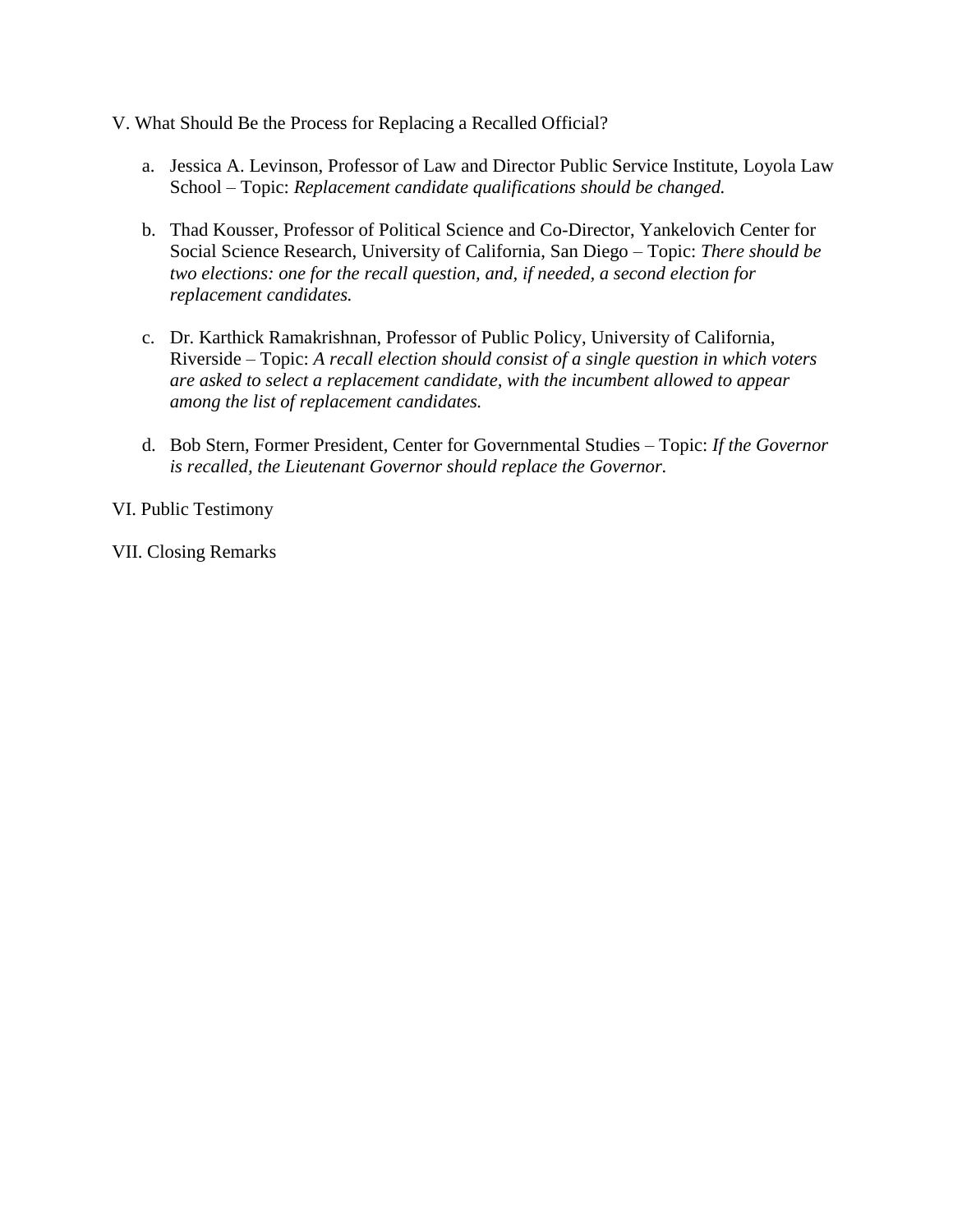V. What Should Be the Process for Replacing a Recalled Official?

a. Jessica A. Levinson, Professor of Law and Director Public Service Institute, Loyola Law School – Topic: *Replacement candidate qualifications should be changed.*

b. Thad Kousser, Professor of Political Science and Co-Director, Yankelovich Center for Social Science Research, University of California, San Diego – Topic: *There should be two elections: one for the recall question, and, if needed, a second election for replacement candidates.*

c. Dr. Karthick Ramakrishnan, Professor of Public Policy, University of California, Riverside – Topic: *A recall election should consist of a single question in which voters are asked to select a replacement candidate, with the incumbent allowed to appear among the list of replacement candidates.*

d. Bob Stern, Former President, Center for Governmental Studies – Topic: *If the Governor is recalled, the Lieutenant Governor should replace the Governor.*

VI. Public Testimony

VII. Closing Remarks